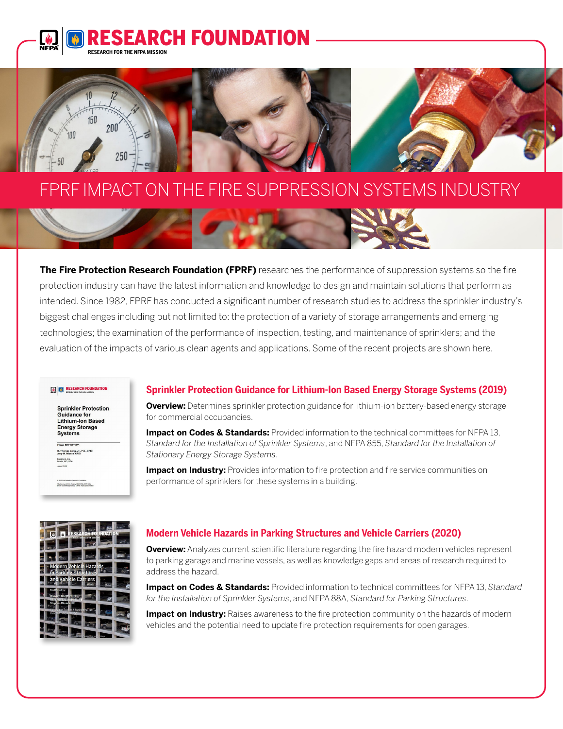# FPRF IMPACT ON THE FIRE SUPPRESSION SYSTEMS INDUSTRY

**The Fire Protection Research Foundation (FPRF)** researches the performance of suppression systems so the fire protection industry can have the latest information and knowledge to design and maintain solutions that perform as intended. Since 1982, FPRF has conducted a significant number of research studies to address the sprinkler industry's biggest challenges including but not limited to: the protection of a variety of storage arrangements and emerging technologies; the examination of the performance of inspection, testing, and maintenance of sprinklers; and the evaluation of the impacts of various clean agents and applications. Some of the recent projects are shown here.

## Sprinkler Protection Guidance for Lithium-Ion Based Energy Storage Systems (2019)

**Overview:** Determines sprinkler protection guidance for lithium-ion battery-based energy storage for commercial occupancies.

**Impact on Codes & Standards:** Provided information to the technical committees for NFPA 13, *Standard for the Installation of Sprinkler Systems*, and NFPA 855, *Standard for the Installation of Stationary Energy Storage Systems*.

**Impact on Industry:** Provides information to fire protection and fire service communities on performance of sprinklers for these systems in a building.

## Modern Vehicle Hazards in Parking Structures and Vehicle Carriers (2020)

**Overview:** Analyzes current scientific literature regarding the fire hazard modern vehicles represent to parking garage and marine vessels, as well as knowledge gaps and areas of research required to address the hazard.

**Impact on Codes & Standards:** Provided information to technical committees for NFPA 13, *Standard for the Installation of Sprinkler Systems*, and NFPA 88A, *Standard for Parking Structures*.

**Impact on Industry:** Raises awareness to the fire protection community on the hazards of modern vehicles and the potential need to update fire protection requirements for open garages.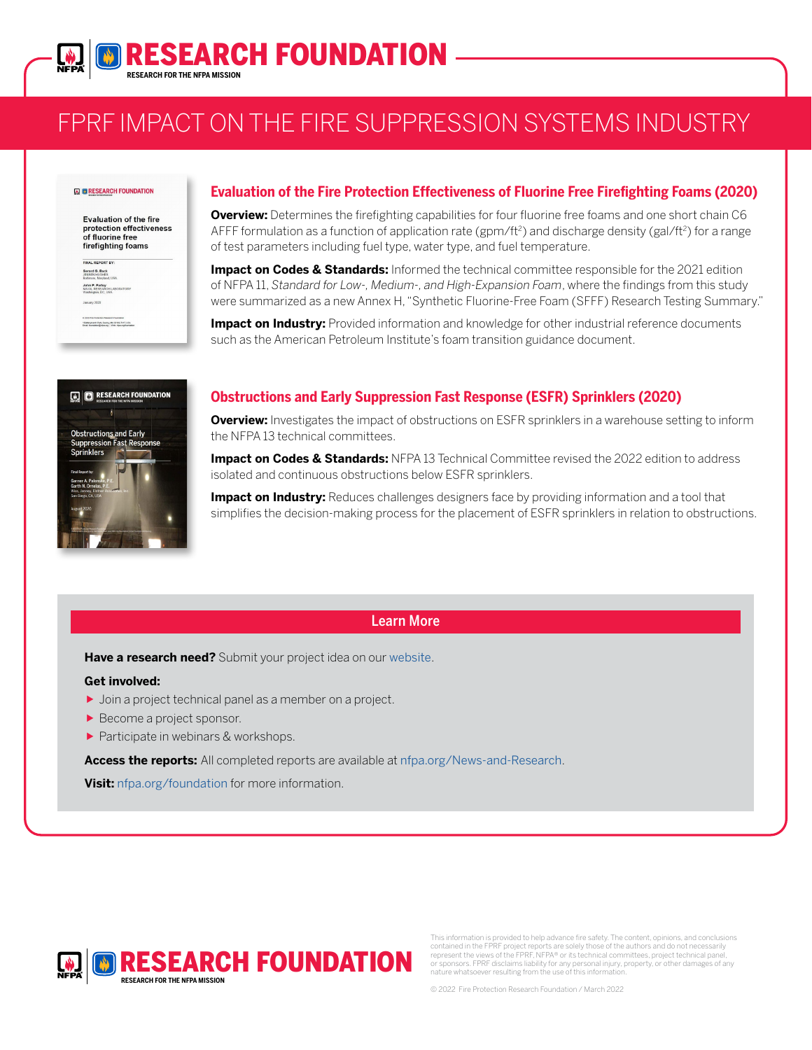# FPRF IMPACT ON THE FIRE SUPPRESSION SYSTEMS INDUSTRY

## Evaluation of the Fire Protection Effectiveness of Fluorine Free Firefighting Foams (2020)

**Overview:** Determines the firefighting capabilities for four fluorine free foams and one short chain C6 AFFF formulation as a function of application rate (gpm/ft$^2$) and discharge density (gal/ft$^2$) for a range of test parameters including fuel type, water type, and fuel temperature.

**Impact on Codes & Standards:** Informed the technical committee responsible for the 2021 edition of NFPA 11, *Standard for Low-, Medium-, and High-Expansion Foam*, where the findings from this study were summarized as a new Annex H, "Synthetic Fluorine-Free Foam (SFFF) Research Testing Summary."

**Impact on Industry:** Provided information and knowledge for other industrial reference documents such as the American Petroleum Institute's foam transition guidance document.

## Obstructions and Early Suppression Fast Response (ESFR) Sprinklers (2020)

**Overview:** Investigates the impact of obstructions on ESFR sprinklers in a warehouse setting to inform the NFPA 13 technical committees.

**Impact on Codes & Standards:** NFPA 13 Technical Committee revised the 2022 edition to address isolated and continuous obstructions below ESFR sprinklers.

**Impact on Industry:** Reduces challenges designers face by providing information and a tool that simplifies the decision-making process for the placement of ESFR sprinklers in relation to obstructions.

## Learn More

**Have a research need?** Submit your project idea on our website.

**Get involved:**

- Join a project technical panel as a member on a project.
- Become a project sponsor.
- Participate in webinars & workshops.

**Access the reports:** All completed reports are available at nfpa.org/News-and-Research.

**Visit:** nfpa.org/foundation for more information.

RESEARCH FOUNDATION
RESEARCH FOR THE NFPA MISSION

This information is provided to help advance fire safety. The content, opinions, and conclusions contained in the FPRF project reports are solely those of the authors and do not necessarily represent the views of the FPRF, NFPA® or its technical committees, project technical panel, or sponsors. FPRF disclaims liability for any personal injury, property, or other damages of any nature whatsoever resulting from the use of this information.

© 2022 Fire Protection Research Foundation / March 2022